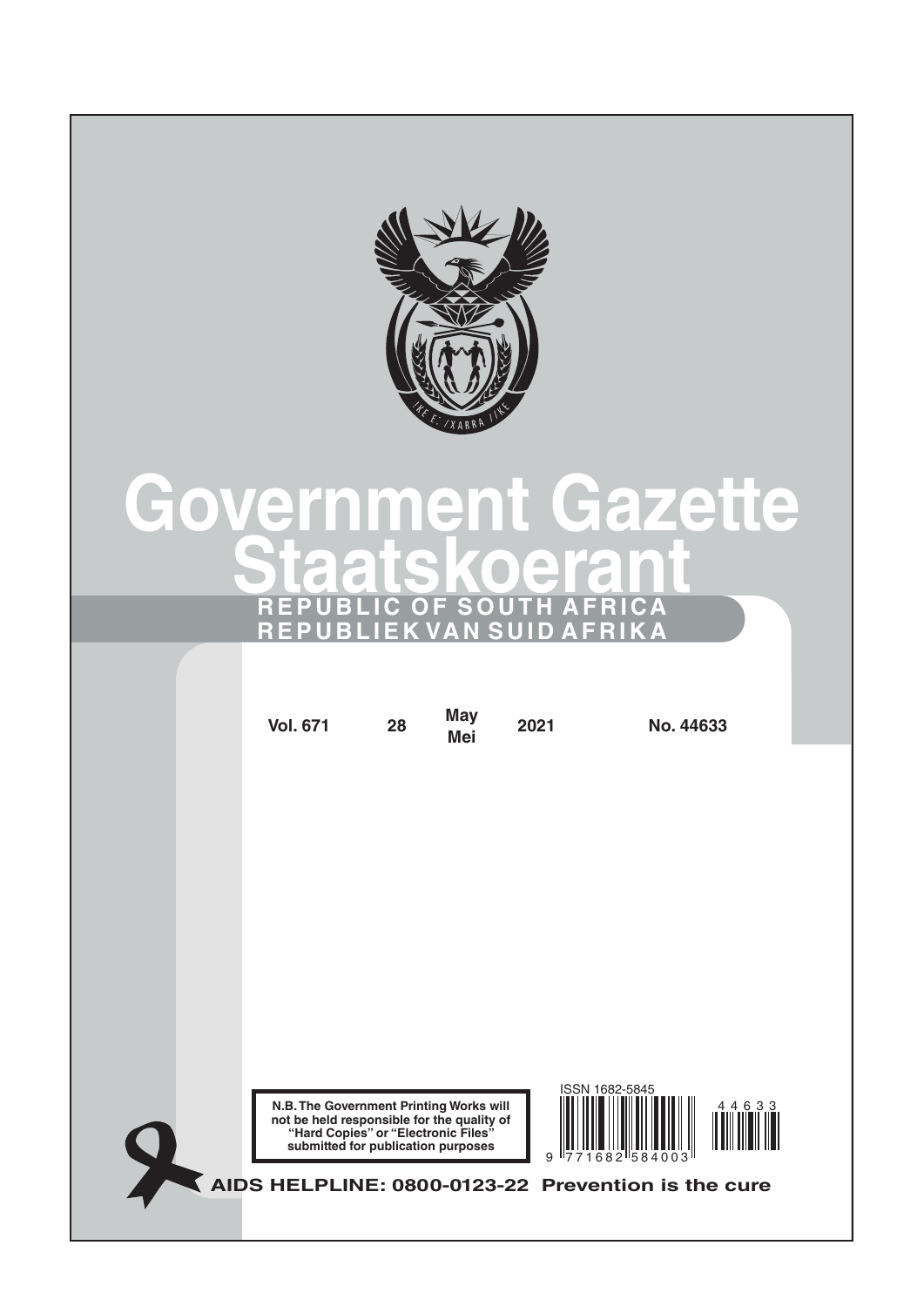# Government Gazette

# Staatskoerant

**REPUBLIC OF SOUTH AFRICA**

**REPUBLIEK VAN SUID AFRIKA**

| Vol. 671 | 28 | May Mei | 2021 | No. 44633 |
|---|---|---|---|---|

**N.B. The Government Printing Works will not be held responsible for the quality of "Hard Copies" or "Electronic Files" submitted for publication purposes**

ISSN 1682-5845

9 771682 584003

44633

**AIDS HELPLINE: 0800-0123-22 Prevention is the cure**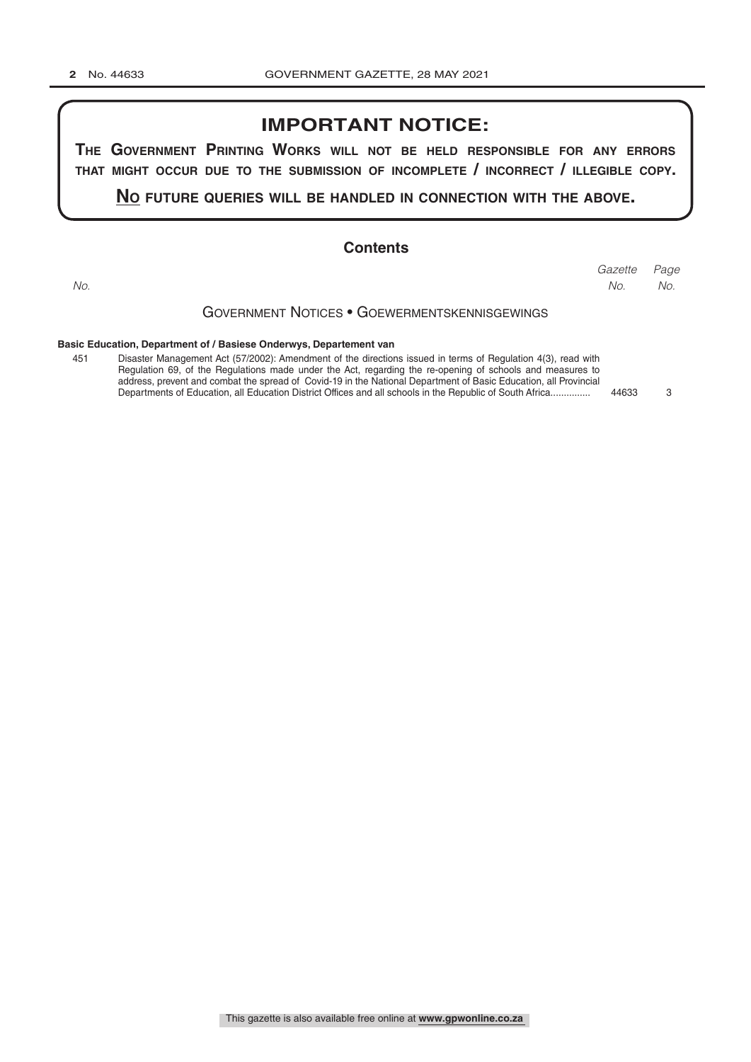# IMPORTANT NOTICE:

**THE GOVERNMENT PRINTING WORKS WILL NOT BE HELD RESPONSIBLE FOR ANY ERRORS THAT MIGHT OCCUR DUE TO THE SUBMISSION OF INCOMPLETE / INCORRECT / ILLEGIBLE COPY.**

**NO FUTURE QUERIES WILL BE HANDLED IN CONNECTION WITH THE ABOVE.**

## Contents

| *No.* | | *Gazette No.* | *Page No.* |
|---|---|---|---|
| | **GOVERNMENT NOTICES • GOEWERMENTSKENNISGEWINGS** | | |
| | **Basic Education, Department of / Basiese Onderwys, Departement van** | | |
| 451 | Disaster Management Act (57/2002): Amendment of the directions issued in terms of Regulation 4(3), read with Regulation 69, of the Regulations made under the Act, regarding the re-opening of schools and measures to address, prevent and combat the spread of Covid-19 in the National Department of Basic Education, all Provincial Departments of Education, all Education District Offices and all schools in the Republic of South Africa.............. | 44633 | 3 |

This gazette is also available free online at **www.gpwonline.co.za**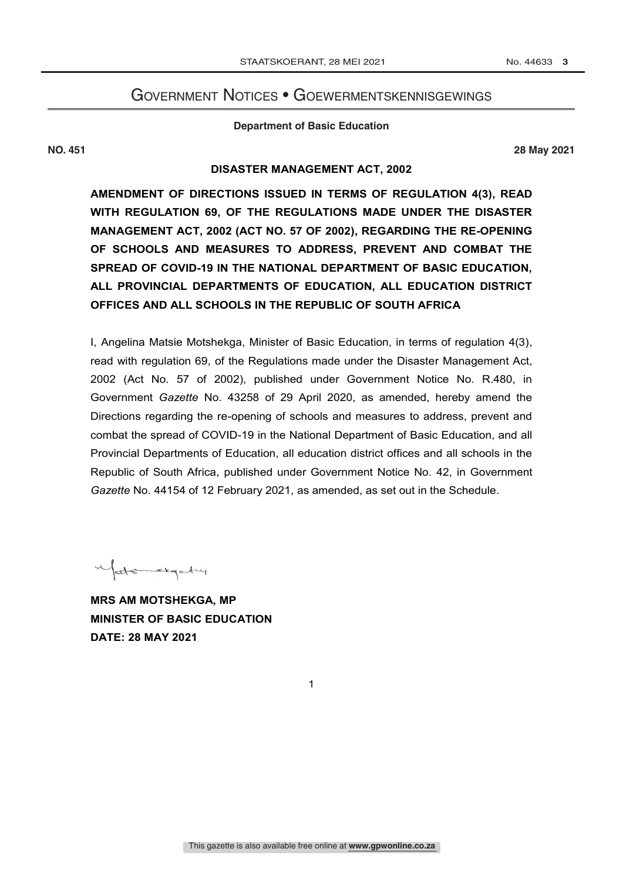# Government Notices • Goewermentskennisgewings

**Department of Basic Education**

**NO. 451** **28 May 2021**

**DISASTER MANAGEMENT ACT, 2002**

**AMENDMENT OF DIRECTIONS ISSUED IN TERMS OF REGULATION 4(3), READ WITH REGULATION 69, OF THE REGULATIONS MADE UNDER THE DISASTER MANAGEMENT ACT, 2002 (ACT NO. 57 OF 2002), REGARDING THE RE-OPENING OF SCHOOLS AND MEASURES TO ADDRESS, PREVENT AND COMBAT THE SPREAD OF COVID-19 IN THE NATIONAL DEPARTMENT OF BASIC EDUCATION, ALL PROVINCIAL DEPARTMENTS OF EDUCATION, ALL EDUCATION DISTRICT OFFICES AND ALL SCHOOLS IN THE REPUBLIC OF SOUTH AFRICA**

I, Angelina Matsie Motshekga, Minister of Basic Education, in terms of regulation 4(3), read with regulation 69, of the Regulations made under the Disaster Management Act, 2002 (Act No. 57 of 2002), published under Government Notice No. R.480, in Government *Gazette* No. 43258 of 29 April 2020, as amended, hereby amend the Directions regarding the re-opening of schools and measures to address, prevent and combat the spread of COVID-19 in the National Department of Basic Education, and all Provincial Departments of Education, all education district offices and all schools in the Republic of South Africa, published under Government Notice No. 42, in Government *Gazette* No. 44154 of 12 February 2021, as amended, as set out in the Schedule.

**MRS AM MOTSHEKGA, MP**
**MINISTER OF BASIC EDUCATION**
**DATE: 28 MAY 2021**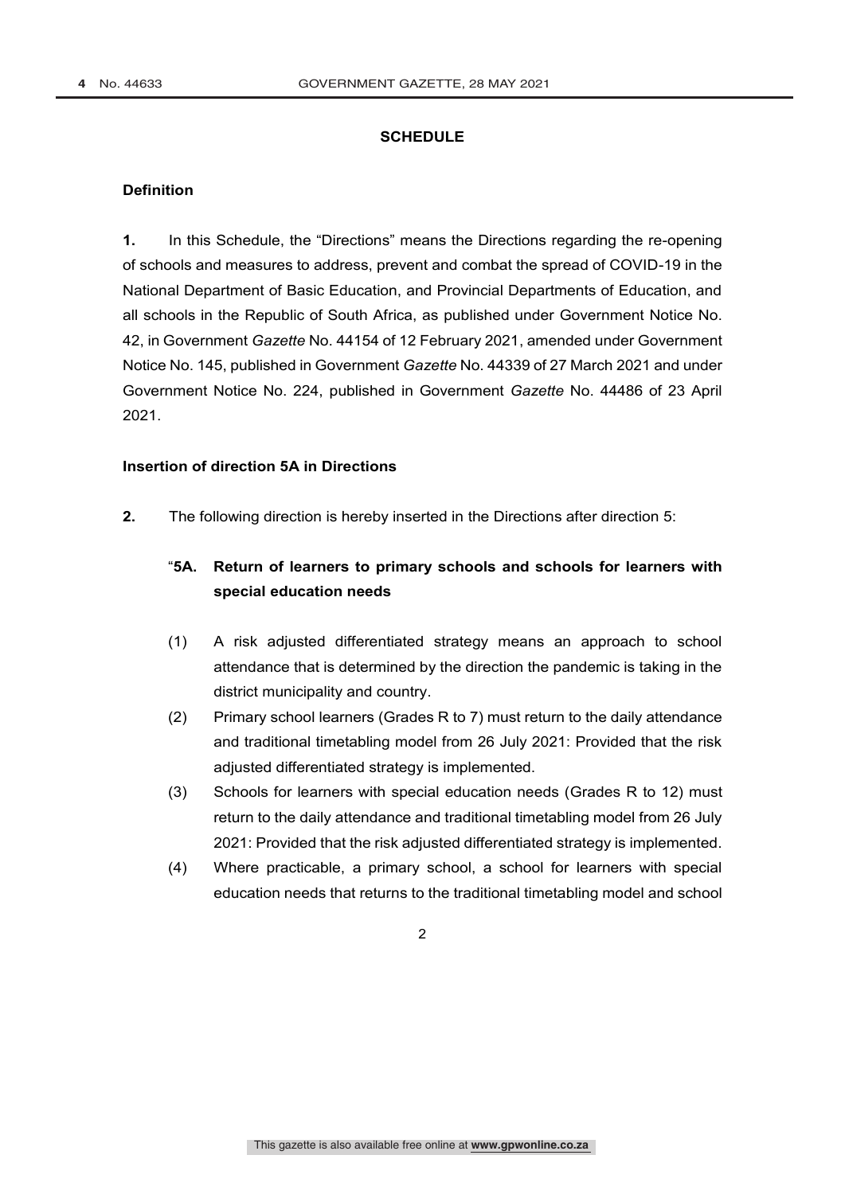## SCHEDULE

### Definition

**1.** In this Schedule, the "Directions" means the Directions regarding the re-opening of schools and measures to address, prevent and combat the spread of COVID-19 in the National Department of Basic Education, and Provincial Departments of Education, and all schools in the Republic of South Africa, as published under Government Notice No. 42, in Government *Gazette* No. 44154 of 12 February 2021, amended under Government Notice No. 145, published in Government *Gazette* No. 44339 of 27 March 2021 and under Government Notice No. 224, published in Government *Gazette* No. 44486 of 23 April 2021.

### Insertion of direction 5A in Directions

**2.** The following direction is hereby inserted in the Directions after direction 5:

"**5A. Return of learners to primary schools and schools for learners with special education needs**

(1) A risk adjusted differentiated strategy means an approach to school attendance that is determined by the direction the pandemic is taking in the district municipality and country.

(2) Primary school learners (Grades R to 7) must return to the daily attendance and traditional timetabling model from 26 July 2021: Provided that the risk adjusted differentiated strategy is implemented.

(3) Schools for learners with special education needs (Grades R to 12) must return to the daily attendance and traditional timetabling model from 26 July 2021: Provided that the risk adjusted differentiated strategy is implemented.

(4) Where practicable, a primary school, a school for learners with special education needs that returns to the traditional timetabling model and school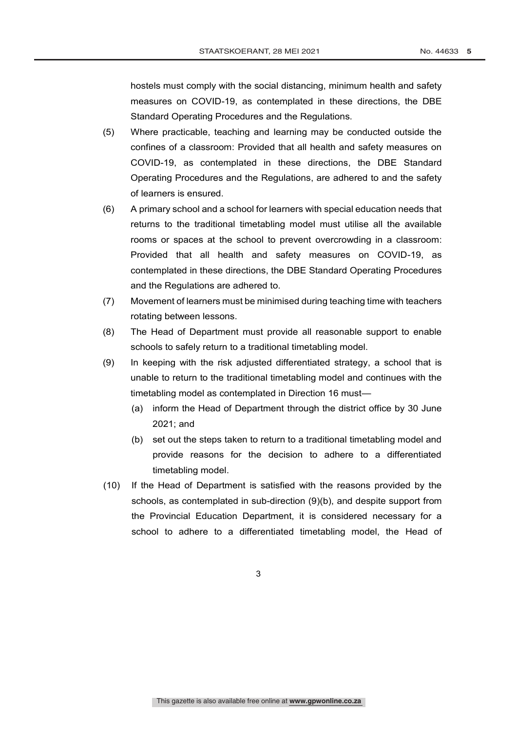hostels must comply with the social distancing, minimum health and safety measures on COVID-19, as contemplated in these directions, the DBE Standard Operating Procedures and the Regulations.

(5) Where practicable, teaching and learning may be conducted outside the confines of a classroom: Provided that all health and safety measures on COVID-19, as contemplated in these directions, the DBE Standard Operating Procedures and the Regulations, are adhered to and the safety of learners is ensured.

(6) A primary school and a school for learners with special education needs that returns to the traditional timetabling model must utilise all the available rooms or spaces at the school to prevent overcrowding in a classroom: Provided that all health and safety measures on COVID-19, as contemplated in these directions, the DBE Standard Operating Procedures and the Regulations are adhered to.

(7) Movement of learners must be minimised during teaching time with teachers rotating between lessons.

(8) The Head of Department must provide all reasonable support to enable schools to safely return to a traditional timetabling model.

(9) In keeping with the risk adjusted differentiated strategy, a school that is unable to return to the traditional timetabling model and continues with the timetabling model as contemplated in Direction 16 must—

   (a) inform the Head of Department through the district office by 30 June 2021; and

   (b) set out the steps taken to return to a traditional timetabling model and provide reasons for the decision to adhere to a differentiated timetabling model.

(10) If the Head of Department is satisfied with the reasons provided by the schools, as contemplated in sub-direction (9)(b), and despite support from the Provincial Education Department, it is considered necessary for a school to adhere to a differentiated timetabling model, the Head of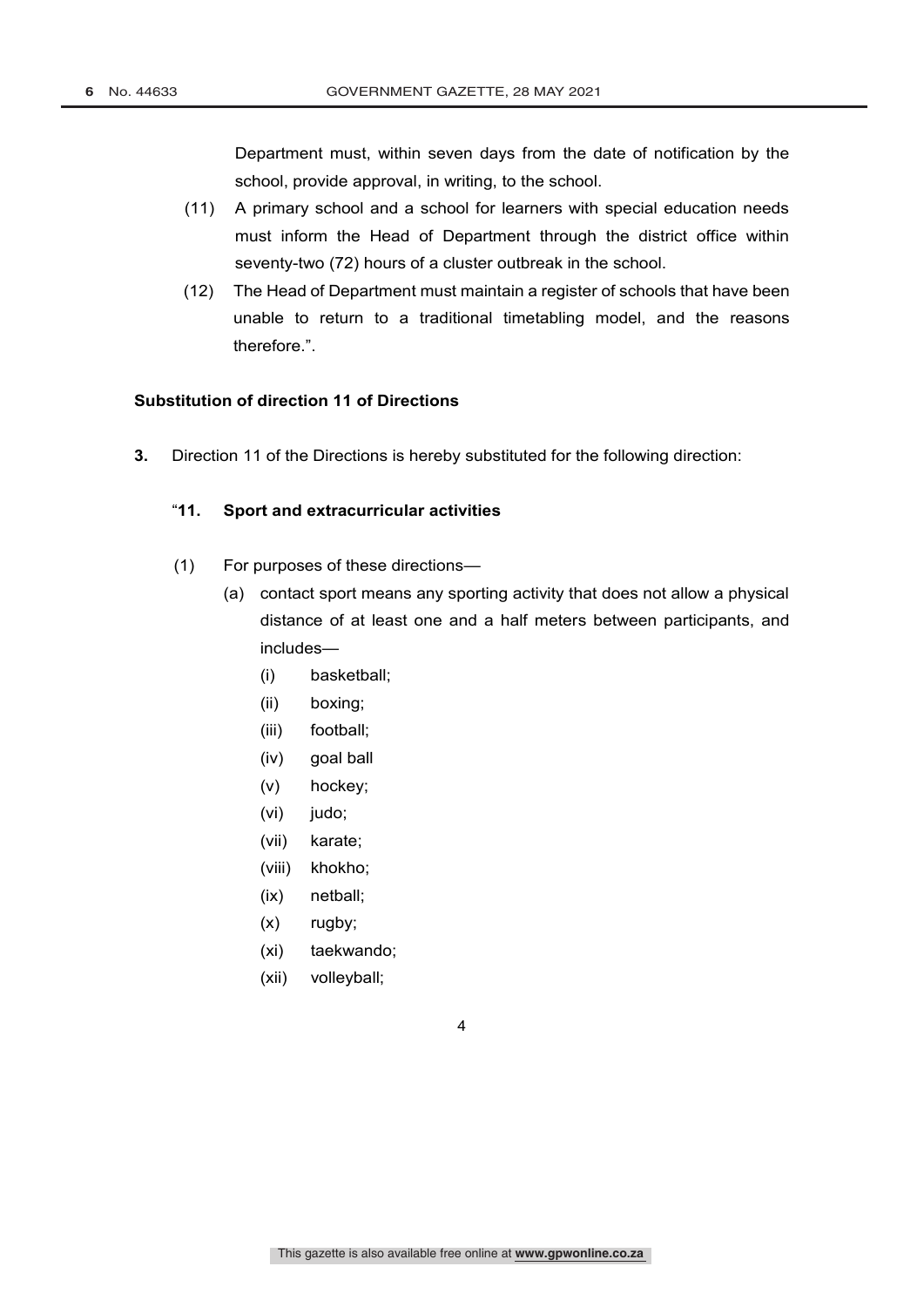Department must, within seven days from the date of notification by the school, provide approval, in writing, to the school.

(11) A primary school and a school for learners with special education needs must inform the Head of Department through the district office within seventy-two (72) hours of a cluster outbreak in the school.

(12) The Head of Department must maintain a register of schools that have been unable to return to a traditional timetabling model, and the reasons therefore.".

**Substitution of direction 11 of Directions**

**3.** Direction 11 of the Directions is hereby substituted for the following direction:

"**11. Sport and extracurricular activities**

(1) For purposes of these directions—

(a) contact sport means any sporting activity that does not allow a physical distance of at least one and a half meters between participants, and includes—

(i) basketball;

(ii) boxing;

(iii) football;

(iv) goal ball

(v) hockey;

(vi) judo;

(vii) karate;

(viii) khokho;

(ix) netball;

(x) rugby;

(xi) taekwando;

(xii) volleyball;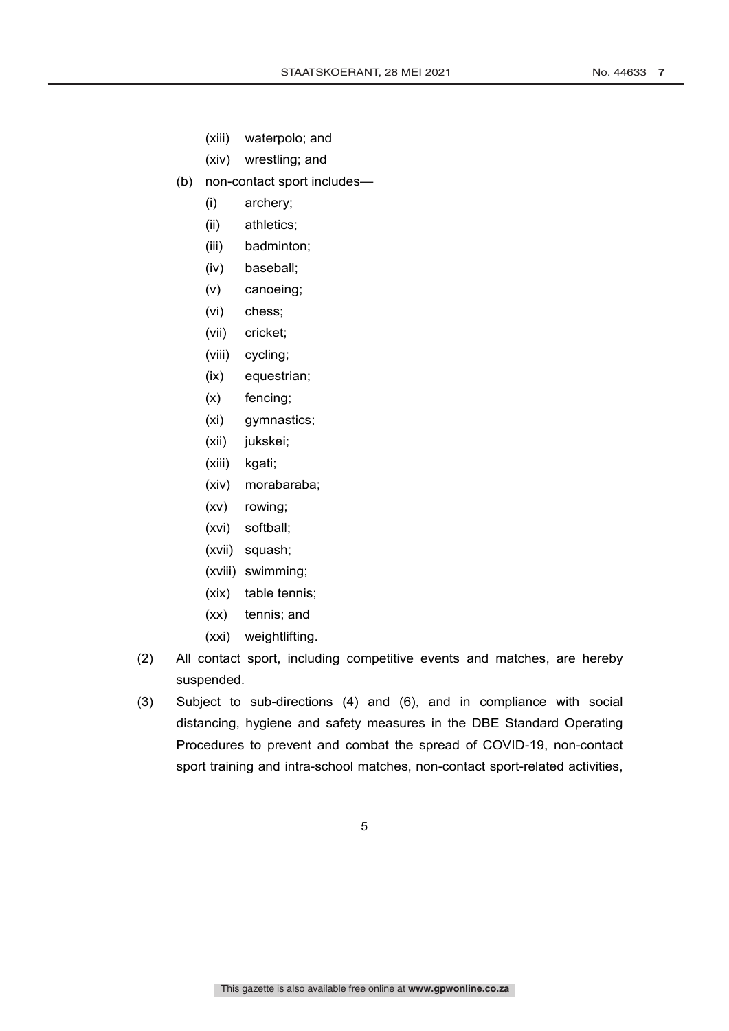(xiii) waterpolo; and

(xiv) wrestling; and

(b) non-contact sport includes—

(i) archery;

(ii) athletics;

(iii) badminton;

(iv) baseball;

(v) canoeing;

(vi) chess;

(vii) cricket;

(viii) cycling;

(ix) equestrian;

(x) fencing;

(xi) gymnastics;

(xii) jukskei;

(xiii) kgati;

(xiv) morabaraba;

(xv) rowing;

(xvi) softball;

(xvii) squash;

(xviii) swimming;

(xix) table tennis;

(xx) tennis; and

(xxi) weightlifting.

(2) All contact sport, including competitive events and matches, are hereby suspended.

(3) Subject to sub-directions (4) and (6), and in compliance with social distancing, hygiene and safety measures in the DBE Standard Operating Procedures to prevent and combat the spread of COVID-19, non-contact sport training and intra-school matches, non-contact sport-related activities,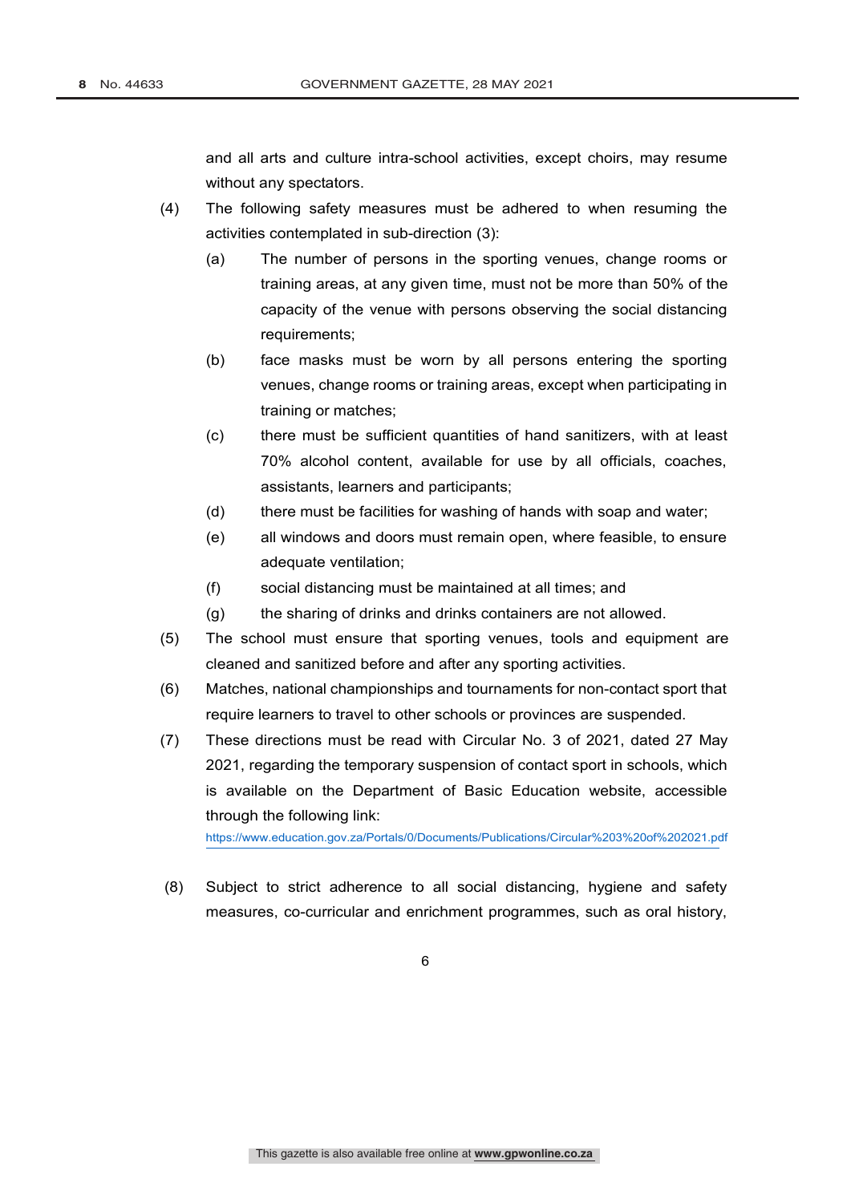and all arts and culture intra-school activities, except choirs, may resume without any spectators.

(4) The following safety measures must be adhered to when resuming the activities contemplated in sub-direction (3):

(a) The number of persons in the sporting venues, change rooms or training areas, at any given time, must not be more than 50% of the capacity of the venue with persons observing the social distancing requirements;

(b) face masks must be worn by all persons entering the sporting venues, change rooms or training areas, except when participating in training or matches;

(c) there must be sufficient quantities of hand sanitizers, with at least 70% alcohol content, available for use by all officials, coaches, assistants, learners and participants;

(d) there must be facilities for washing of hands with soap and water;

(e) all windows and doors must remain open, where feasible, to ensure adequate ventilation;

(f) social distancing must be maintained at all times; and

(g) the sharing of drinks and drinks containers are not allowed.

(5) The school must ensure that sporting venues, tools and equipment are cleaned and sanitized before and after any sporting activities.

(6) Matches, national championships and tournaments for non-contact sport that require learners to travel to other schools or provinces are suspended.

(7) These directions must be read with Circular No. 3 of 2021, dated 27 May 2021, regarding the temporary suspension of contact sport in schools, which is available on the Department of Basic Education website, accessible through the following link:
https://www.education.gov.za/Portals/0/Documents/Publications/Circular%203%20of%202021.pdf

(8) Subject to strict adherence to all social distancing, hygiene and safety measures, co-curricular and enrichment programmes, such as oral history,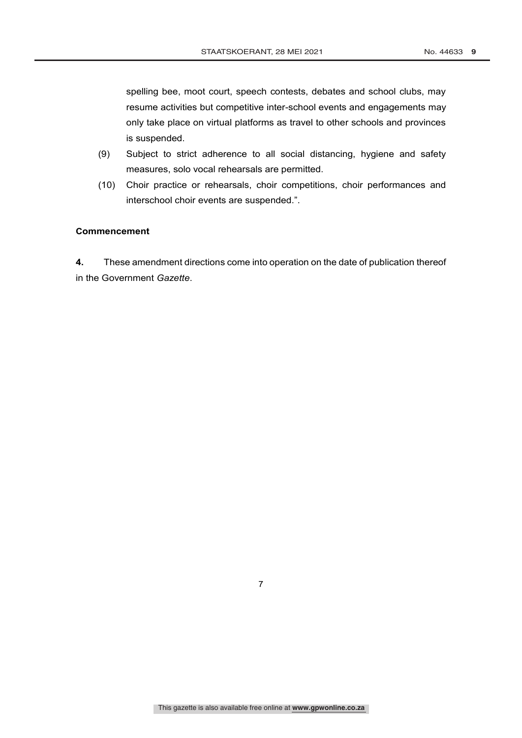spelling bee, moot court, speech contests, debates and school clubs, may resume activities but competitive inter-school events and engagements may only take place on virtual platforms as travel to other schools and provinces is suspended.

(9) Subject to strict adherence to all social distancing, hygiene and safety measures, solo vocal rehearsals are permitted.

(10) Choir practice or rehearsals, choir competitions, choir performances and interschool choir events are suspended.".

**Commencement**

**4.** These amendment directions come into operation on the date of publication thereof in the Government *Gazette*.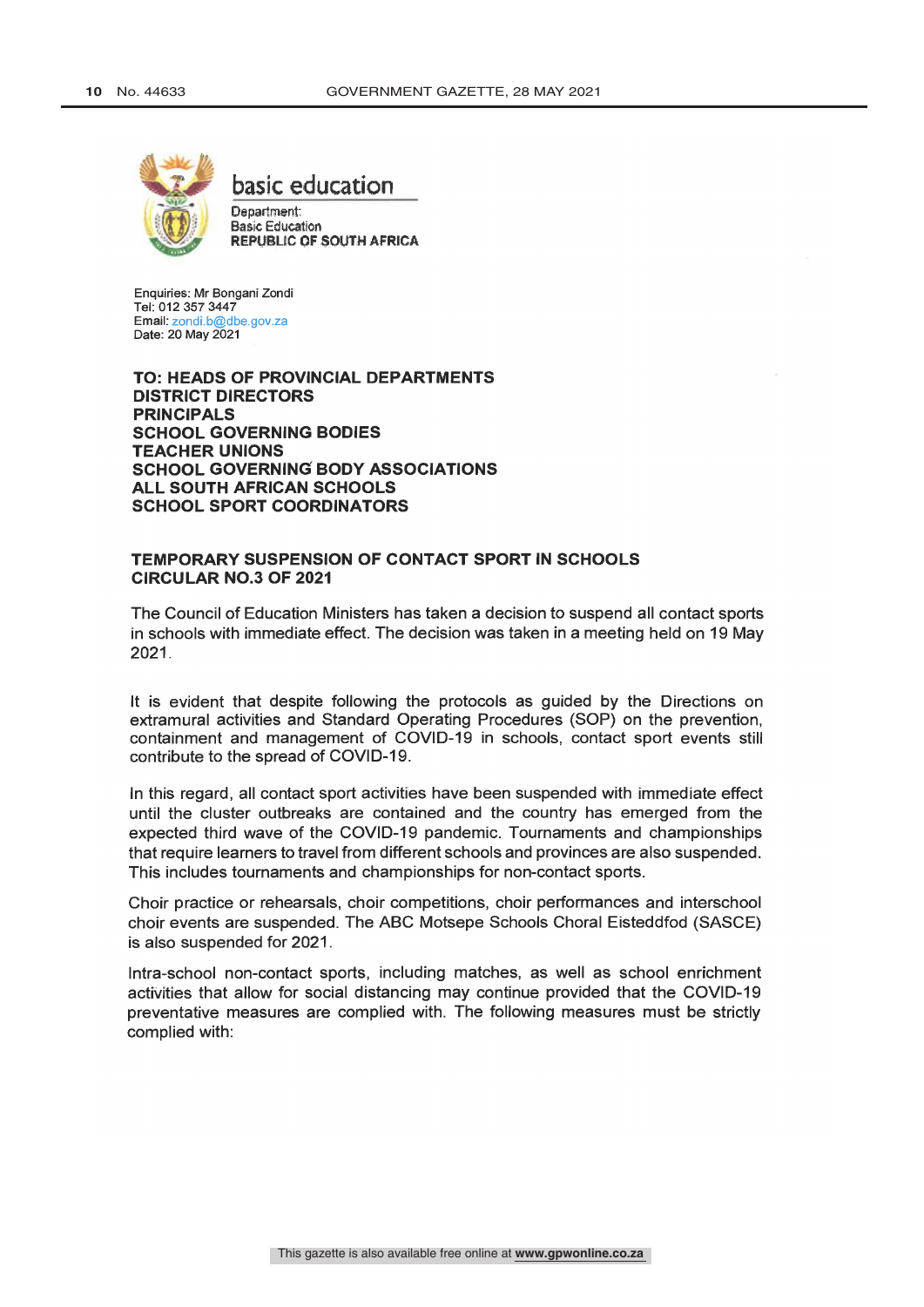basic education

Department:
Basic Education
**REPUBLIC OF SOUTH AFRICA**

Enquiries: Mr Bongani Zondi
Tel: 012 357 3447
Email: zondi.b@dbe.gov.za
Date: 20 May 2021

**TO: HEADS OF PROVINCIAL DEPARTMENTS**
**DISTRICT DIRECTORS**
**PRINCIPALS**
**SCHOOL GOVERNING BODIES**
**TEACHER UNIONS**
**SCHOOL GOVERNING BODY ASSOCIATIONS**
**ALL SOUTH AFRICAN SCHOOLS**
**SCHOOL SPORT COORDINATORS**

**TEMPORARY SUSPENSION OF CONTACT SPORT IN SCHOOLS**
**CIRCULAR NO.3 OF 2021**

The Council of Education Ministers has taken a decision to suspend all contact sports in schools with immediate effect. The decision was taken in a meeting held on 19 May 2021.

It is evident that despite following the protocols as guided by the Directions on extramural activities and Standard Operating Procedures (SOP) on the prevention, containment and management of COVID-19 in schools, contact sport events still contribute to the spread of COVID-19.

In this regard, all contact sport activities have been suspended with immediate effect until the cluster outbreaks are contained and the country has emerged from the expected third wave of the COVID-19 pandemic. Tournaments and championships that require learners to travel from different schools and provinces are also suspended. This includes tournaments and championships for non-contact sports.

Choir practice or rehearsals, choir competitions, choir performances and interschool choir events are suspended. The ABC Motsepe Schools Choral Eisteddfod (SASCE) is also suspended for 2021.

Intra-school non-contact sports, including matches, as well as school enrichment activities that allow for social distancing may continue provided that the COVID-19 preventative measures are complied with. The following measures must be strictly complied with: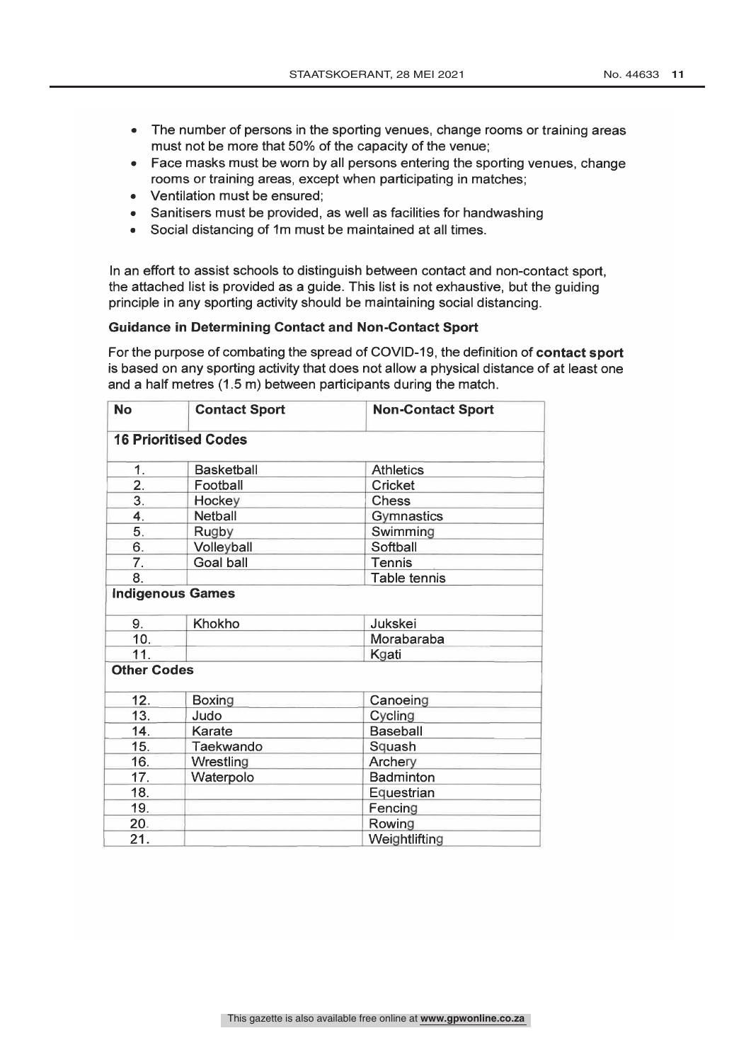- The number of persons in the sporting venues, change rooms or training areas must not be more that 50% of the capacity of the venue;
- Face masks must be worn by all persons entering the sporting venues, change rooms or training areas, except when participating in matches;
- Ventilation must be ensured;
- Sanitisers must be provided, as well as facilities for handwashing
- Social distancing of 1m must be maintained at all times.

In an effort to assist schools to distinguish between contact and non-contact sport, the attached list is provided as a guide. This list is not exhaustive, but the guiding principle in any sporting activity should be maintaining social distancing.

**Guidance in Determining Contact and Non-Contact Sport**

For the purpose of combating the spread of COVID-19, the definition of **contact sport** is based on any sporting activity that does not allow a physical distance of at least one and a half metres (1.5 m) between participants during the match.

| No | Contact Sport | Non-Contact Sport |
|---|---|---|
| **16 Prioritised Codes** | | |
| 1. | Basketball | Athletics |
| 2. | Football | Cricket |
| 3. | Hockey | Chess |
| 4. | Netball | Gymnastics |
| 5. | Rugby | Swimming |
| 6. | Volleyball | Softball |
| 7. | Goal ball | Tennis |
| 8. | | Table tennis |
| **Indigenous Games** | | |
| 9. | Khokho | Jukskei |
| 10. | | Morabaraba |
| 11. | | Kgati |
| **Other Codes** | | |
| 12. | Boxing | Canoeing |
| 13. | Judo | Cycling |
| 14. | Karate | Baseball |
| 15. | Taekwando | Squash |
| 16. | Wrestling | Archery |
| 17. | Waterpolo | Badminton |
| 18. | | Equestrian |
| 19. | | Fencing |
| 20. | | Rowing |
| 21. | | Weightlifting |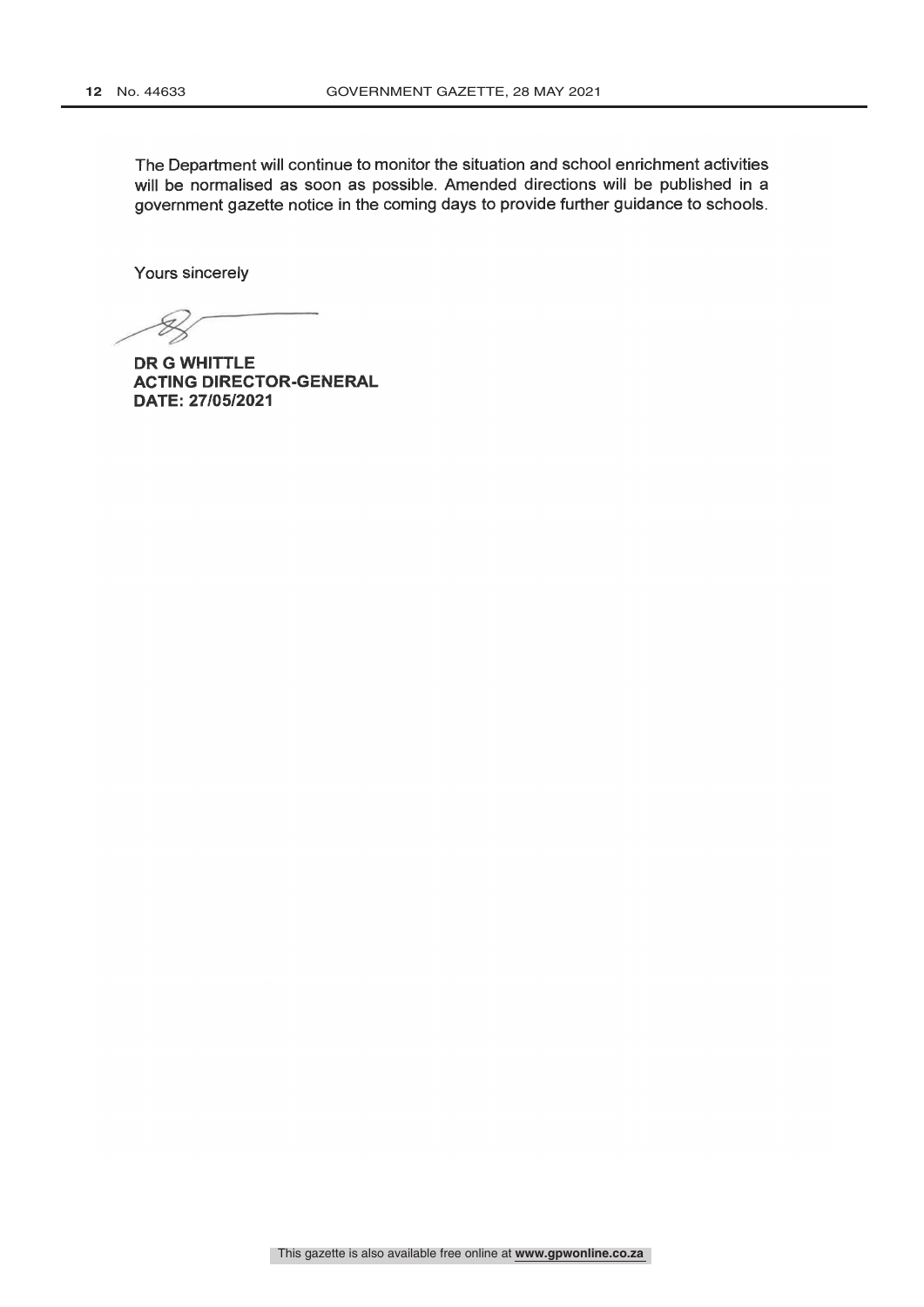The Department will continue to monitor the situation and school enrichment activities will be normalised as soon as possible. Amended directions will be published in a government gazette notice in the coming days to provide further guidance to schools.

Yours sincerely

**DR G WHITTLE**
**ACTING DIRECTOR-GENERAL**
**DATE: 27/05/2021**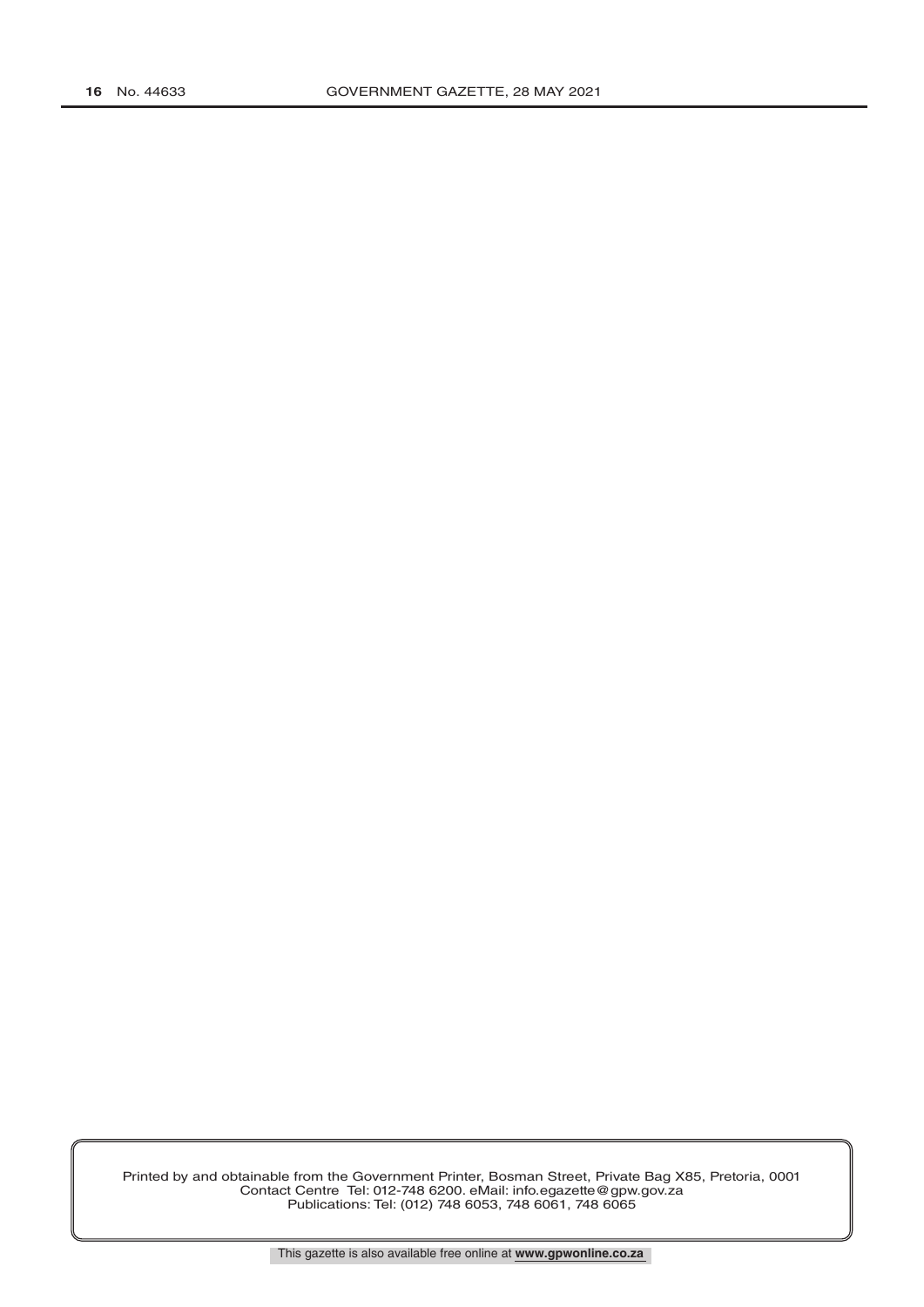Printed by and obtainable from the Government Printer, Bosman Street, Private Bag X85, Pretoria, 0001
Contact Centre Tel: 012-748 6200. eMail: info.egazette@gpw.gov.za
Publications: Tel: (012) 748 6053, 748 6061, 748 6065

This gazette is also available free online at **www.gpwonline.co.za**